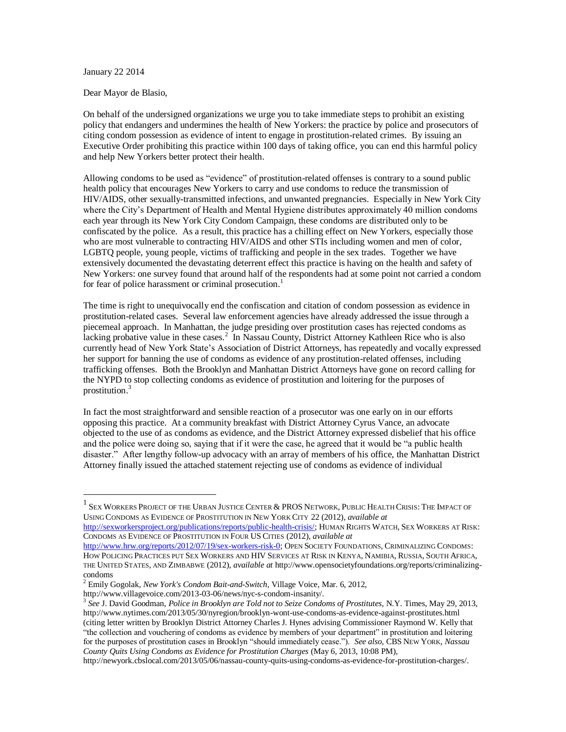January 22 2014

Dear Mayor de Blasio,

On behalf of the undersigned organizations we urge you to take immediate steps to prohibit an existing policy that endangers and undermines the health of New Yorkers: the practice by police and prosecutors of citing condom possession as evidence of intent to engage in prostitution-related crimes. By issuing an Executive Order prohibiting this practice within 100 days of taking office, you can end this harmful policy and help New Yorkers better protect their health.

Allowing condoms to be used as "evidence" of prostitution-related offenses is contrary to a sound public health policy that encourages New Yorkers to carry and use condoms to reduce the transmission of HIV/AIDS, other sexually-transmitted infections, and unwanted pregnancies. Especially in New York City where the City's Department of Health and Mental Hygiene distributes approximately 40 million condoms each year through its New York City Condom Campaign, these condoms are distributed only to be confiscated by the police. As a result, this practice has a chilling effect on New Yorkers, especially those who are most vulnerable to contracting HIV/AIDS and other STIs including women and men of color, LGBTQ people, young people, victims of trafficking and people in the sex trades. Together we have extensively documented the devastating deterrent effect this practice is having on the health and safety of New Yorkers: one survey found that around half of the respondents had at some point not carried a condom for fear of police harassment or criminal prosecution.[1]

The time is right to unequivocally end the confiscation and citation of condom possession as evidence in prostitution-related cases. Several law enforcement agencies have already addressed the issue through a piecemeal approach. In Manhattan, the judge presiding over prostitution cases has rejected condoms as lacking probative value in these cases.[2] In Nassau County, District Attorney Kathleen Rice who is also currently head of New York State's Association of District Attorneys, has repeatedly and vocally expressed her support for banning the use of condoms as evidence of any prostitution-related offenses, including trafficking offenses. Both the Brooklyn and Manhattan District Attorneys have gone on record calling for the NYPD to stop collecting condoms as evidence of prostitution and loitering for the purposes of prostitution.[3]

In fact the most straightforward and sensible reaction of a prosecutor was one early on in our efforts opposing this practice. At a community breakfast with District Attorney Cyrus Vance, an advocate objected to the use of as condoms as evidence, and the District Attorney expressed disbelief that his office and the police were doing so, saying that if it were the case, he agreed that it would be "a public health disaster." After lengthy follow-up advocacy with an array of members of his office, the Manhattan District Attorney finally issued the attached statement rejecting use of condoms as evidence of individual

---

[1] Sex Workers Project of the Urban Justice Center & PROS Network, Public Health Crisis: The Impact of Using Condoms as Evidence of Prostitution in New York City 22 (2012), *available at* http://sexworkersproject.org/publications/reports/public-health-crisis/; Human Rights Watch, Sex Workers at Risk: Condoms as Evidence of Prostitution in Four US Cities (2012), *available at* http://www.hrw.org/reports/2012/07/19/sex-workers-risk-0; Open Society Foundations, Criminalizing Condoms: How Policing Practices put Sex Workers and HIV Services at Risk in Kenya, Namibia, Russia, South Africa, the United States, and Zimbabwe (2012), *available at* http://www.opensocietyfoundations.org/reports/criminalizing-condoms

[2] Emily Gogolak, *New York's Condom Bait-and-Switch*, Village Voice, Mar. 6, 2012, http://www.villagevoice.com/2013-03-06/news/nyc-s-condom-insanity/.

[3] *See* J. David Goodman, *Police in Brooklyn are Told not to Seize Condoms of Prostitutes*, N.Y. Times, May 29, 2013, http://www.nytimes.com/2013/05/30/nyregion/brooklyn-wont-use-condoms-as-evidence-against-prostitutes.html (citing letter written by Brooklyn District Attorney Charles J. Hynes advising Commissioner Raymond W. Kelly that "the collection and vouchering of condoms as evidence by members of your department" in prostitution and loitering for the purposes of prostitution cases in Brooklyn "should immediately cease."). *See also,* CBS New York, *Nassau County Quits Using Condoms as Evidence for Prostitution Charges* (May 6, 2013, 10:08 PM), http://newyork.cbslocal.com/2013/05/06/nassau-county-quits-using-condoms-as-evidence-for-prostitution-charges/.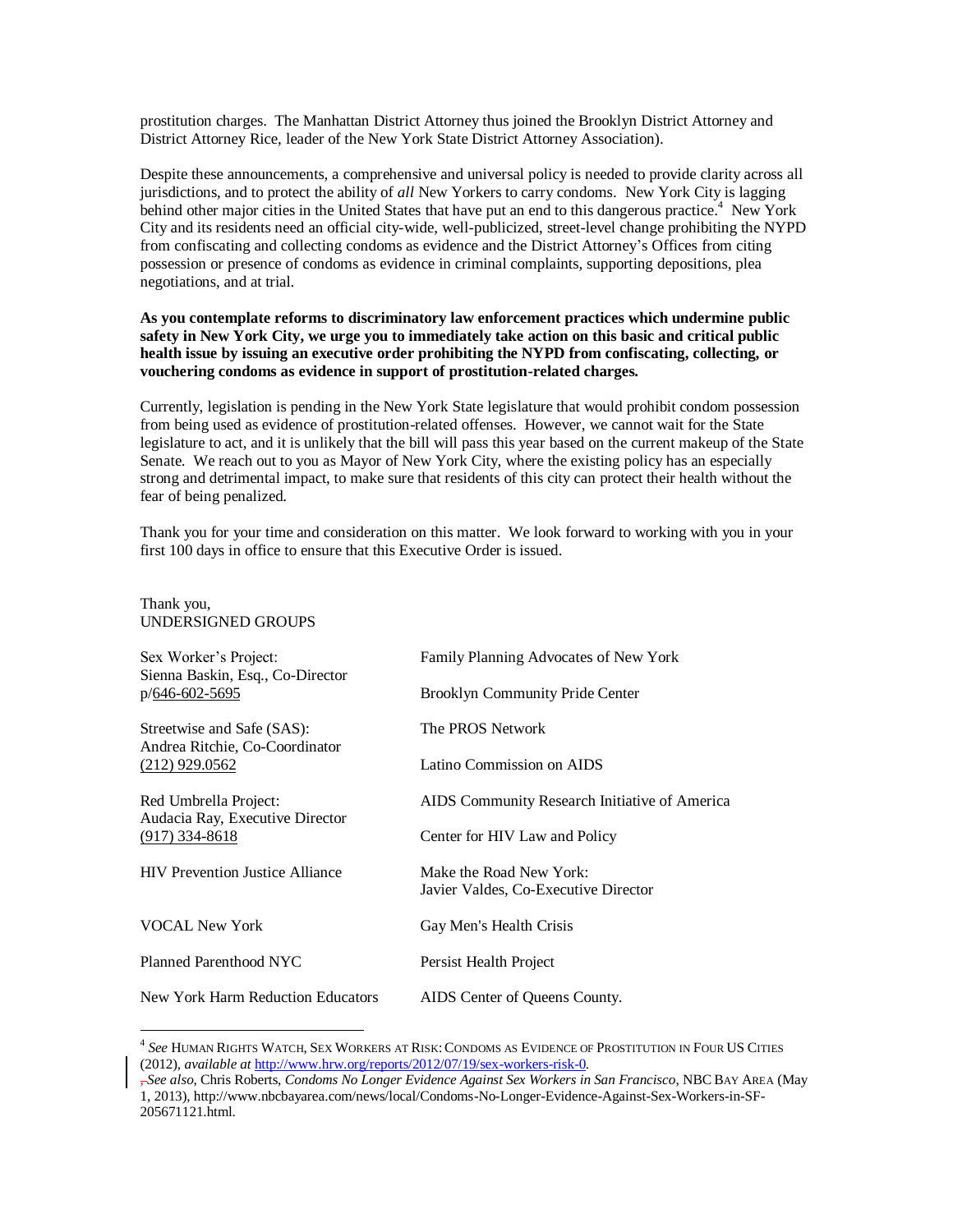prostitution charges. The Manhattan District Attorney thus joined the Brooklyn District Attorney and District Attorney Rice, leader of the New York State District Attorney Association).

Despite these announcements, a comprehensive and universal policy is needed to provide clarity across all jurisdictions, and to protect the ability of *all* New Yorkers to carry condoms. New York City is lagging behind other major cities in the United States that have put an end to this dangerous practice.[4] New York City and its residents need an official city-wide, well-publicized, street-level change prohibiting the NYPD from confiscating and collecting condoms as evidence and the District Attorney's Offices from citing possession or presence of condoms as evidence in criminal complaints, supporting depositions, plea negotiations, and at trial.

**As you contemplate reforms to discriminatory law enforcement practices which undermine public safety in New York City, we urge you to immediately take action on this basic and critical public health issue by issuing an executive order prohibiting the NYPD from confiscating, collecting, or vouchering condoms as evidence in support of prostitution-related charges.**

Currently, legislation is pending in the New York State legislature that would prohibit condom possession from being used as evidence of prostitution-related offenses. However, we cannot wait for the State legislature to act, and it is unlikely that the bill will pass this year based on the current makeup of the State Senate. We reach out to you as Mayor of New York City, where the existing policy has an especially strong and detrimental impact, to make sure that residents of this city can protect their health without the fear of being penalized.

Thank you for your time and consideration on this matter. We look forward to working with you in your first 100 days in office to ensure that this Executive Order is issued.

Thank you,
UNDERSIGNED GROUPS

Sex Worker's Project:
Sienna Baskin, Esq., Co-Director
p/646-602-5695

Streetwise and Safe (SAS):
Andrea Ritchie, Co-Coordinator
(212) 929.0562

Red Umbrella Project:
Audacia Ray, Executive Director
(917) 334-8618

HIV Prevention Justice Alliance

VOCAL New York

Planned Parenthood NYC

New York Harm Reduction Educators

Family Planning Advocates of New York

Brooklyn Community Pride Center

The PROS Network

Latino Commission on AIDS

AIDS Community Research Initiative of America

Center for HIV Law and Policy

Make the Road New York:
Javier Valdes, Co-Executive Director

Gay Men's Health Crisis

Persist Health Project

AIDS Center of Queens County.

---

[4] *See* HUMAN RIGHTS WATCH, SEX WORKERS AT RISK: CONDOMS AS EVIDENCE OF PROSTITUTION IN FOUR US CITIES (2012), *available at* http://www.hrw.org/reports/2012/07/19/sex-workers-risk-0. *See also,* Chris Roberts, *Condoms No Longer Evidence Against Sex Workers in San Francisco*, NBC BAY AREA (May 1, 2013), http://www.nbcbayarea.com/news/local/Condoms-No-Longer-Evidence-Against-Sex-Workers-in-SF-205671121.html.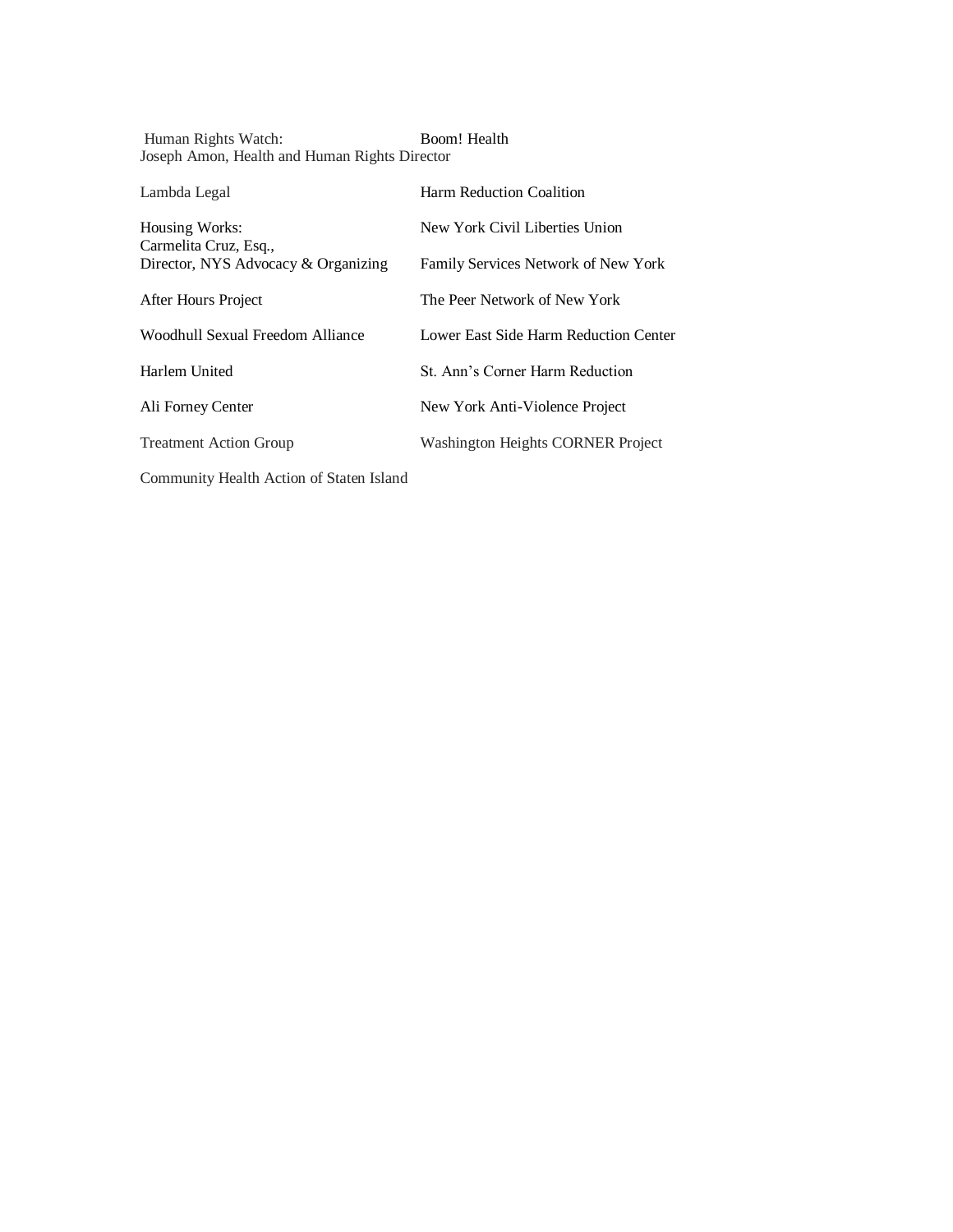Human Rights Watch:
Joseph Amon, Health and Human Rights Director

Boom! Health

Lambda Legal

Harm Reduction Coalition

Housing Works:
Carmelita Cruz, Esq.,
Director, NYS Advocacy & Organizing

New York Civil Liberties Union

Family Services Network of New York

After Hours Project

The Peer Network of New York

Woodhull Sexual Freedom Alliance

Lower East Side Harm Reduction Center

Harlem United

St. Ann's Corner Harm Reduction

Ali Forney Center

New York Anti-Violence Project

Treatment Action Group

Washington Heights CORNER Project

Community Health Action of Staten Island